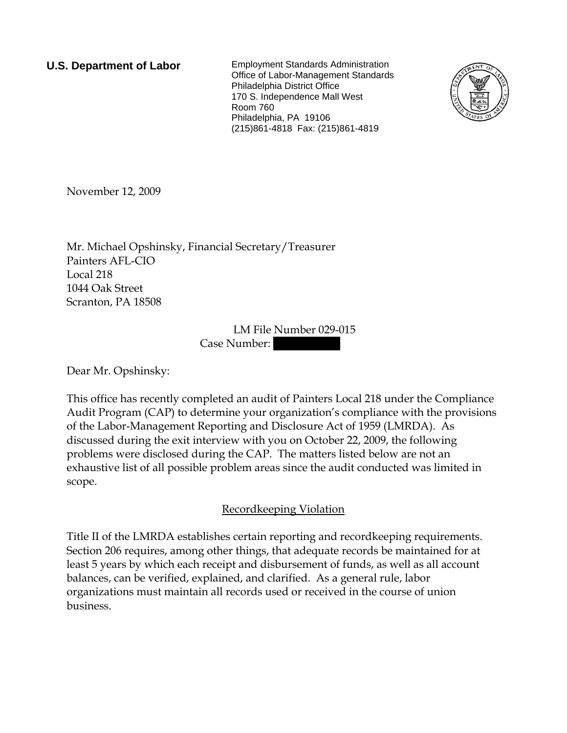**U.S. Department of Labor**

Employment Standards Administration
Office of Labor-Management Standards
Philadelphia District Office
170 S. Independence Mall West
Room 760
Philadelphia, PA 19106
(215)861-4818 Fax: (215)861-4819

November 12, 2009

Mr. Michael Opshinsky, Financial Secretary/Treasurer
Painters AFL-CIO
Local 218
1044 Oak Street
Scranton, PA 18508

LM File Number 029-015
Case Number: 

Dear Mr. Opshinsky:

This office has recently completed an audit of Painters Local 218 under the Compliance Audit Program (CAP) to determine your organization's compliance with the provisions of the Labor-Management Reporting and Disclosure Act of 1959 (LMRDA). As discussed during the exit interview with you on October 22, 2009, the following problems were disclosed during the CAP. The matters listed below are not an exhaustive list of all possible problem areas since the audit conducted was limited in scope.

## Recordkeeping Violation

Title II of the LMRDA establishes certain reporting and recordkeeping requirements. Section 206 requires, among other things, that adequate records be maintained for at least 5 years by which each receipt and disbursement of funds, as well as all account balances, can be verified, explained, and clarified. As a general rule, labor organizations must maintain all records used or received in the course of union business.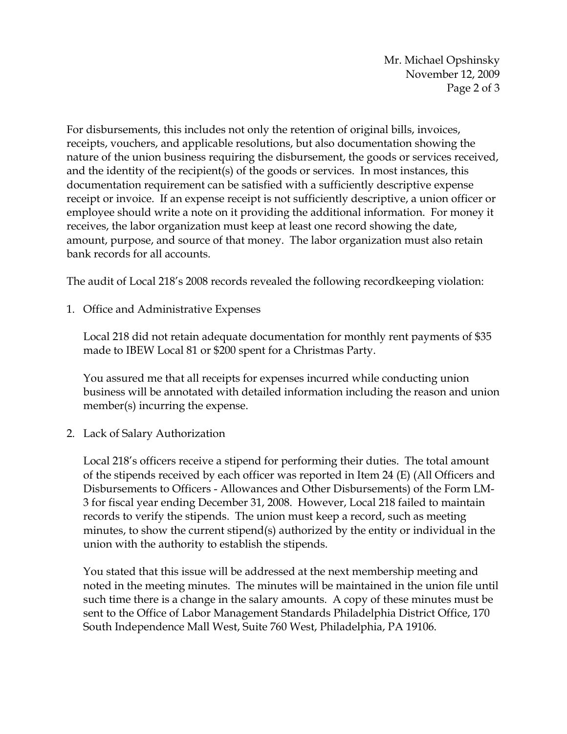For disbursements, this includes not only the retention of original bills, invoices, receipts, vouchers, and applicable resolutions, but also documentation showing the nature of the union business requiring the disbursement, the goods or services received, and the identity of the recipient(s) of the goods or services. In most instances, this documentation requirement can be satisfied with a sufficiently descriptive expense receipt or invoice. If an expense receipt is not sufficiently descriptive, a union officer or employee should write a note on it providing the additional information. For money it receives, the labor organization must keep at least one record showing the date, amount, purpose, and source of that money. The labor organization must also retain bank records for all accounts.

The audit of Local 218's 2008 records revealed the following recordkeeping violation:

1. Office and Administrative Expenses

   Local 218 did not retain adequate documentation for monthly rent payments of $35 made to IBEW Local 81 or $200 spent for a Christmas Party.

   You assured me that all receipts for expenses incurred while conducting union business will be annotated with detailed information including the reason and union member(s) incurring the expense.

2. Lack of Salary Authorization

   Local 218's officers receive a stipend for performing their duties. The total amount of the stipends received by each officer was reported in Item 24 (E) (All Officers and Disbursements to Officers - Allowances and Other Disbursements) of the Form LM-3 for fiscal year ending December 31, 2008. However, Local 218 failed to maintain records to verify the stipends. The union must keep a record, such as meeting minutes, to show the current stipend(s) authorized by the entity or individual in the union with the authority to establish the stipends.

   You stated that this issue will be addressed at the next membership meeting and noted in the meeting minutes. The minutes will be maintained in the union file until such time there is a change in the salary amounts. A copy of these minutes must be sent to the Office of Labor Management Standards Philadelphia District Office, 170 South Independence Mall West, Suite 760 West, Philadelphia, PA 19106.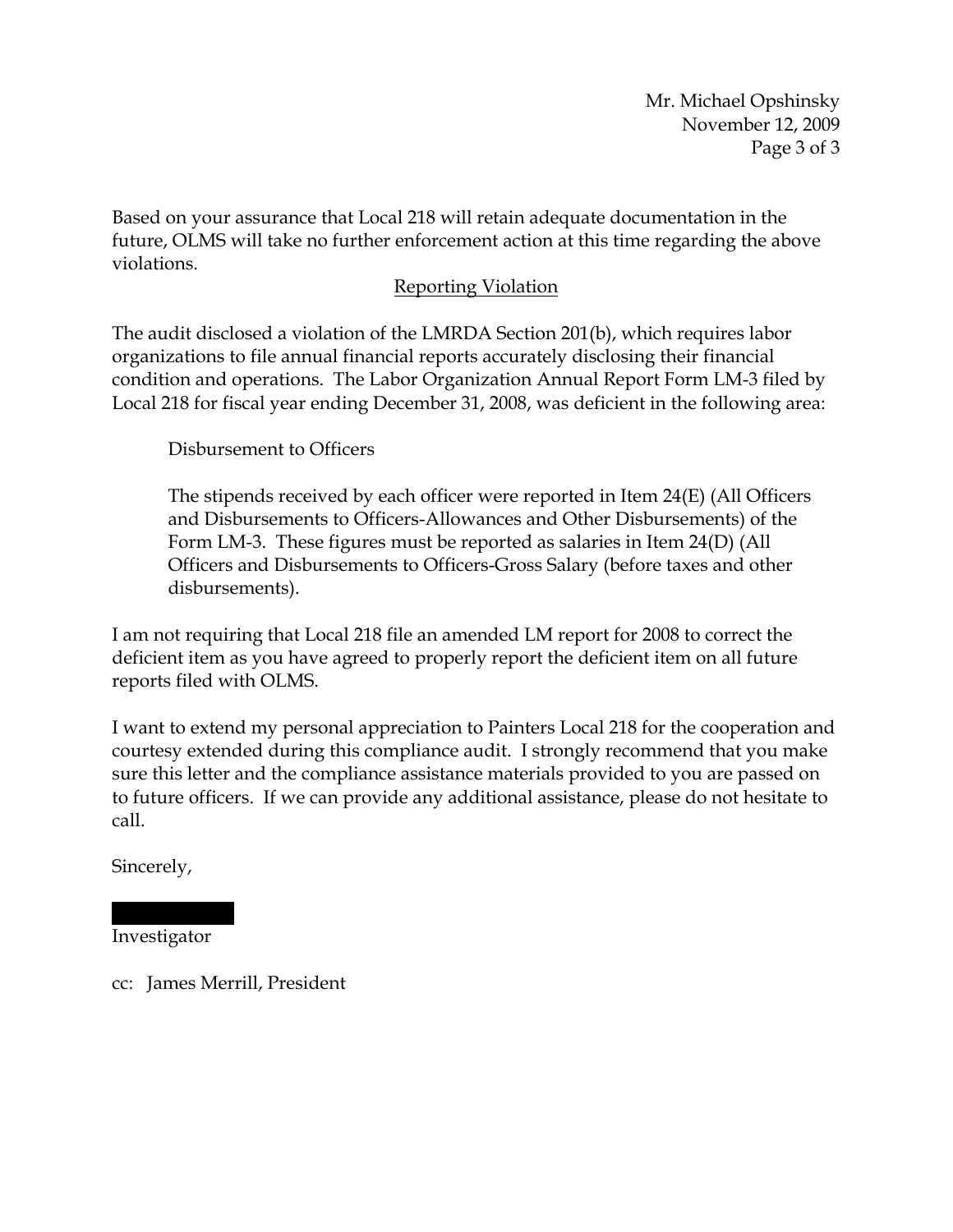Based on your assurance that Local 218 will retain adequate documentation in the future, OLMS will take no further enforcement action at this time regarding the above violations.

## Reporting Violation

The audit disclosed a violation of the LMRDA Section 201(b), which requires labor organizations to file annual financial reports accurately disclosing their financial condition and operations. The Labor Organization Annual Report Form LM-3 filed by Local 218 for fiscal year ending December 31, 2008, was deficient in the following area:

> Disbursement to Officers
>
> The stipends received by each officer were reported in Item 24(E) (All Officers and Disbursements to Officers-Allowances and Other Disbursements) of the Form LM-3. These figures must be reported as salaries in Item 24(D) (All Officers and Disbursements to Officers-Gross Salary (before taxes and other disbursements).

I am not requiring that Local 218 file an amended LM report for 2008 to correct the deficient item as you have agreed to properly report the deficient item on all future reports filed with OLMS.

I want to extend my personal appreciation to Painters Local 218 for the cooperation and courtesy extended during this compliance audit. I strongly recommend that you make sure this letter and the compliance assistance materials provided to you are passed on to future officers. If we can provide any additional assistance, please do not hesitate to call.

Sincerely,

Investigator

cc: James Merrill, President